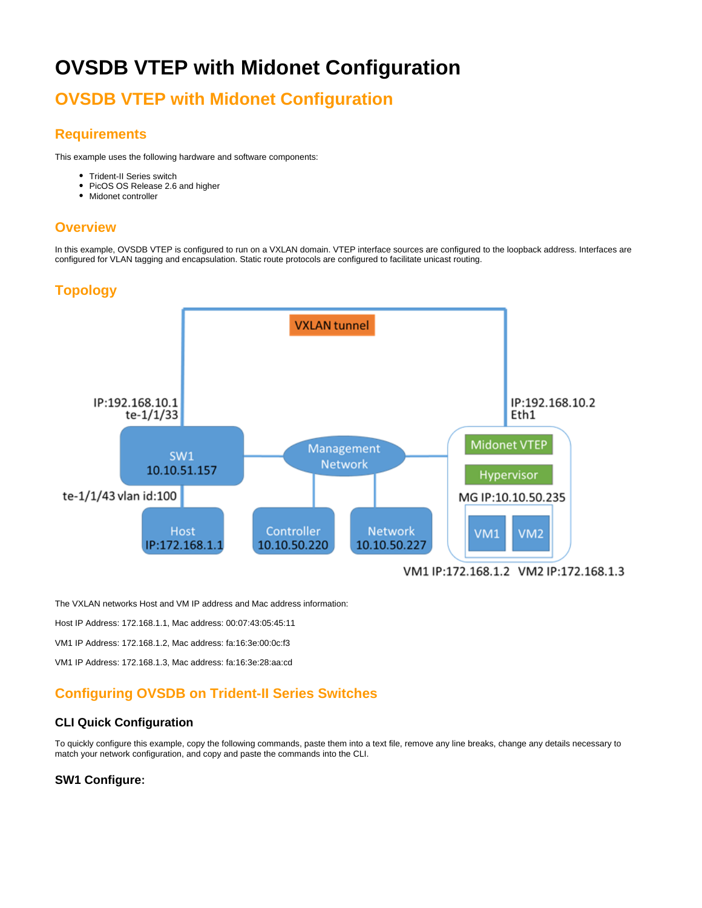# OVSDB VTEP with Midonet Configuration

## OVSDB VTEP with Midonet Configuration

### Requirements

This example uses the following hardware and software components:

- Trident-II Series switch
- PicOS OS Release 2.6 and higher
- Midonet controller

### Overview

In this example, OVSDB VTEP is configured to run on a VXLAN domain. VTEP interface sources are configured to the loopback address. Interfaces are configured for VLAN tagging and encapsulation. Static route protocols are configured to facilitate unicast routing.

### Topology

The VXLAN networks Host and VM IP address and Mac address information:

Host IP Address: 172.168.1.1, Mac address: 00:07:43:05:45:11

VM1 IP Address: 172.168.1.2, Mac address: fa:16:3e:00:0c:f3

VM1 IP Address: 172.168.1.3, Mac address: fa:16:3e:28:aa:cd

## Configuring OVSDB on Trident-II Series Switches

### CLI Quick Configuration

To quickly configure this example, copy the following commands, paste them into a text file, remove any line breaks, change any details necessary to match your network configuration, and copy and paste the commands into the CLI.

### SW1 Configure: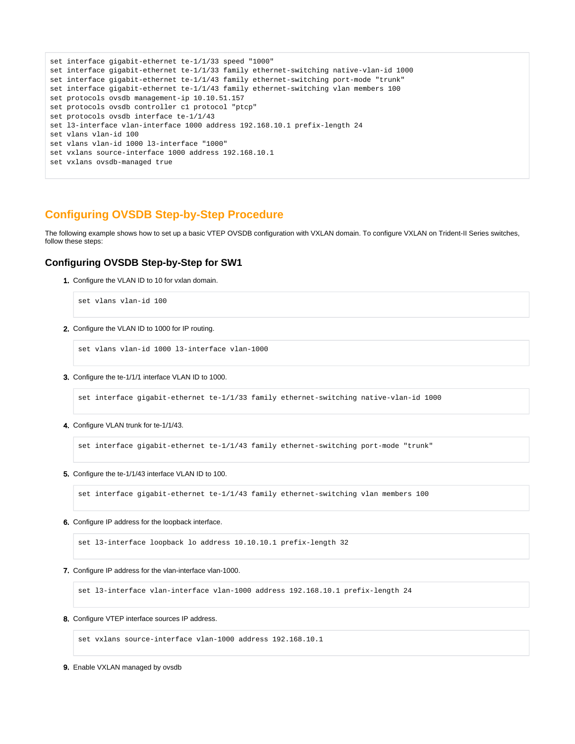```
set interface gigabit-ethernet te-1/1/33 speed "1000"
set interface gigabit-ethernet te-1/1/33 family ethernet-switching native-vlan-id 1000
set interface gigabit-ethernet te-1/1/43 family ethernet-switching port-mode "trunk"
set interface gigabit-ethernet te-1/1/43 family ethernet-switching vlan members 100
set protocols ovsdb management-ip 10.10.51.157
set protocols ovsdb controller c1 protocol "ptcp"
set protocols ovsdb interface te-1/1/43
set l3-interface vlan-interface 1000 address 192.168.10.1 prefix-length 24
set vlans vlan-id 100
set vlans vlan-id 1000 l3-interface "1000"
set vxlans source-interface 1000 address 192.168.10.1
set vxlans ovsdb-managed true
```

## Configuring OVSDB Step-by-Step Procedure

The following example shows how to set up a basic VTEP OVSDB configuration with VXLAN domain. To configure VXLAN on Trident-II Series switches, follow these steps:

### Configuring OVSDB Step-by-Step for SW1

1. Configure the VLAN ID to 10 for vxlan domain.

```
set vlans vlan-id 100
```

2. Configure the VLAN ID to 1000 for IP routing.

```
set vlans vlan-id 1000 l3-interface vlan-1000
```

3. Configure the te-1/1/1 interface VLAN ID to 1000.

```
set interface gigabit-ethernet te-1/1/33 family ethernet-switching native-vlan-id 1000
```

4. Configure VLAN trunk for te-1/1/43.

```
set interface gigabit-ethernet te-1/1/43 family ethernet-switching port-mode "trunk"
```

5. Configure the te-1/1/43 interface VLAN ID to 100.

```
set interface gigabit-ethernet te-1/1/43 family ethernet-switching vlan members 100
```

6. Configure IP address for the loopback interface.

```
set l3-interface loopback lo address 10.10.10.1 prefix-length 32
```

7. Configure IP address for the vlan-interface vlan-1000.

```
set l3-interface vlan-interface vlan-1000 address 192.168.10.1 prefix-length 24
```

8. Configure VTEP interface sources IP address.

```
set vxlans source-interface vlan-1000 address 192.168.10.1
```

9. Enable VXLAN managed by ovsdb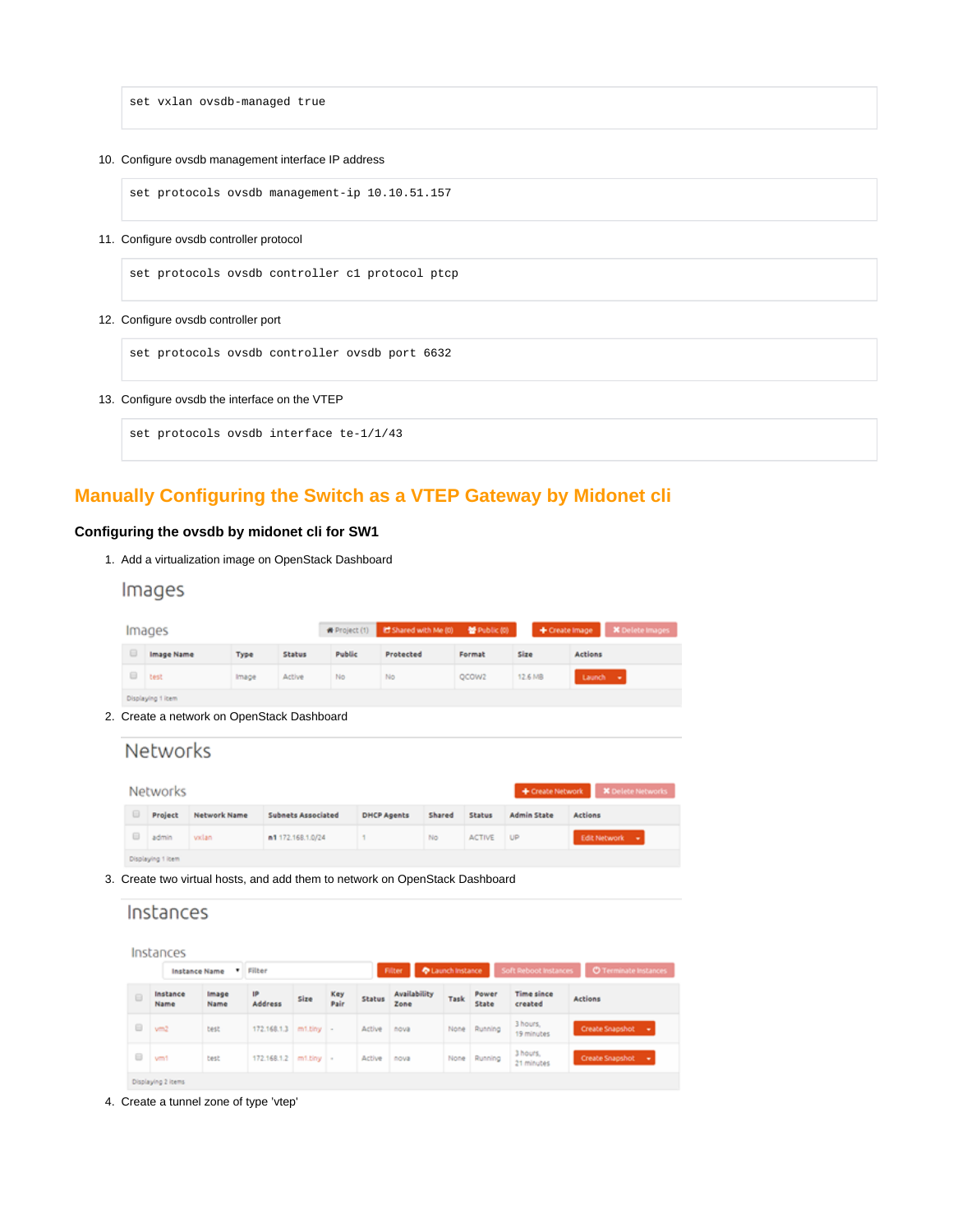```
set vxlan ovsdb-managed true
```

10. Configure ovsdb management interface IP address

```
set protocols ovsdb management-ip 10.10.51.157
```

11. Configure ovsdb controller protocol

```
set protocols ovsdb controller c1 protocol ptcp
```

12. Configure ovsdb controller port

```
set protocols ovsdb controller ovsdb port 6632
```

13. Configure ovsdb the interface on the VTEP

```
set protocols ovsdb interface te-1/1/43
```

## Manually Configuring the Switch as a VTEP Gateway by Midonet cli

### Configuring the ovsdb by midonet cli for SW1

1. Add a virtualization image on OpenStack Dashboard

Images

Images — Project (1) | Shared with Me (0) | Public (0) | + Create Image | ✖ Delete Images

| | Image Name | Type | Status | Public | Protected | Format | Size | Actions |
|---|---|---|---|---|---|---|---|---|
| | test | Image | Active | No | No | QCOW2 | 12.6 MB | Launch |

Displaying 1 item

2. Create a network on OpenStack Dashboard

Networks

Networks — + Create Network | ✖ Delete Networks

| | Project | Network Name | Subnets Associated | DHCP Agents | Shared | Status | Admin State | Actions |
|---|---|---|---|---|---|---|---|---|
| | admin | vxlan | n1 172.168.1.0/24 | 1 | No | ACTIVE | UP | Edit Network |

Displaying 1 item

3. Create two virtual hosts, and add them to network on OpenStack Dashboard

Instances

Instances — Instance Name | Filter | Filter | Launch Instance | Soft Reboot Instances | Terminate Instances

| | Instance Name | Image Name | IP Address | Size | Key Pair | Status | Availability Zone | Task | Power State | Time since created | Actions |
|---|---|---|---|---|---|---|---|---|---|---|---|
| | vm2 | test | 172.168.1.3 | m1.tiny | - | Active | nova | None | Running | 3 hours, 19 minutes | Create Snapshot |
| | vm1 | test | 172.168.1.2 | m1.tiny | - | Active | nova | None | Running | 3 hours, 21 minutes | Create Snapshot |

Displaying 2 items

4. Create a tunnel zone of type 'vtep'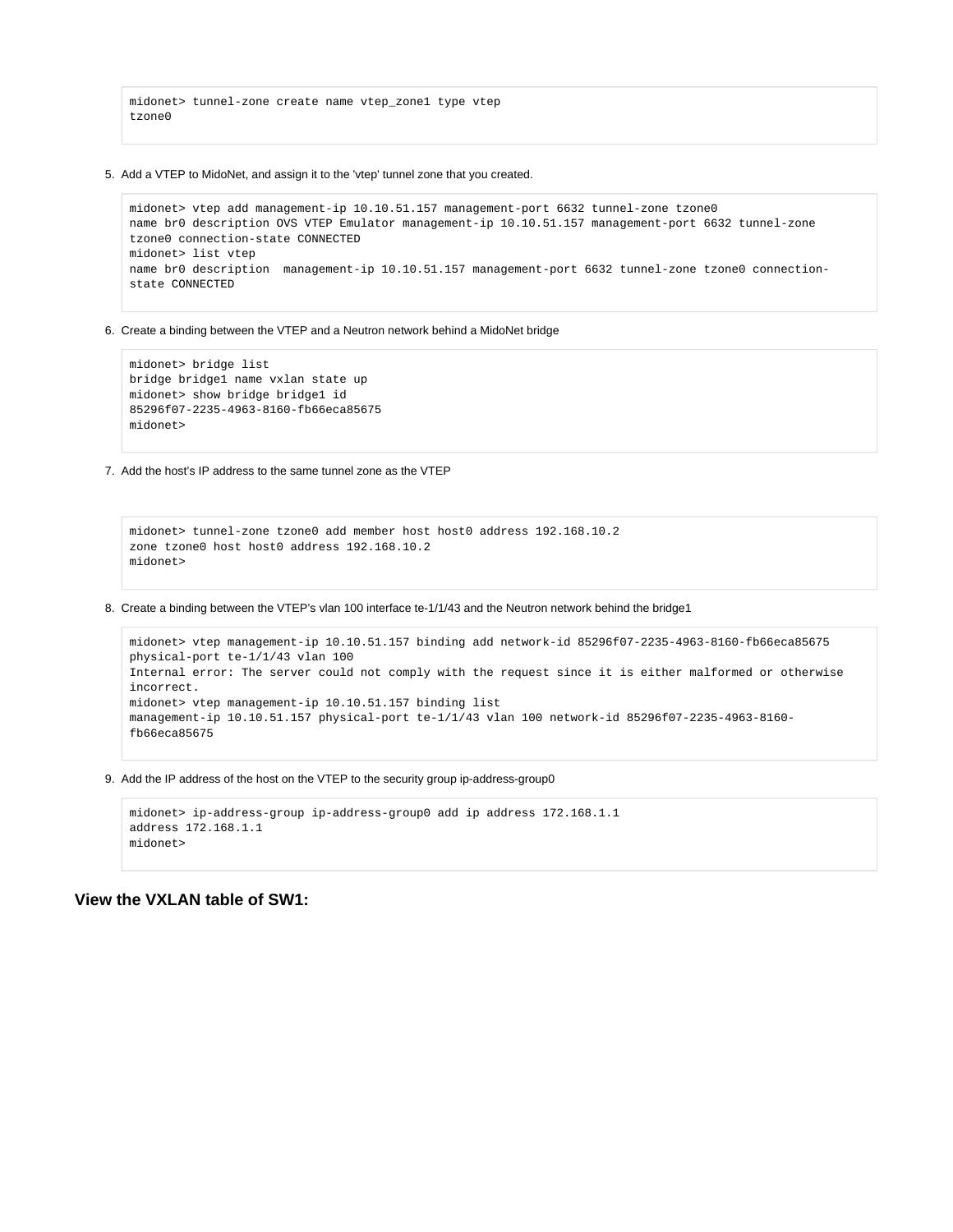```
midonet> tunnel-zone create name vtep_zone1 type vtep
tzone0
```

5. Add a VTEP to MidoNet, and assign it to the 'vtep' tunnel zone that you created.

```
midonet> vtep add management-ip 10.10.51.157 management-port 6632 tunnel-zone tzone0
name br0 description OVS VTEP Emulator management-ip 10.10.51.157 management-port 6632 tunnel-zone
tzone0 connection-state CONNECTED
midonet> list vtep
name br0 description  management-ip 10.10.51.157 management-port 6632 tunnel-zone tzone0 connection-
state CONNECTED
```

6. Create a binding between the VTEP and a Neutron network behind a MidoNet bridge

```
midonet> bridge list
bridge bridge1 name vxlan state up
midonet> show bridge bridge1 id
85296f07-2235-4963-8160-fb66eca85675
midonet>
```

7. Add the host's IP address to the same tunnel zone as the VTEP

```
midonet> tunnel-zone tzone0 add member host host0 address 192.168.10.2
zone tzone0 host host0 address 192.168.10.2
midonet>
```

8. Create a binding between the VTEP's vlan 100 interface te-1/1/43 and the Neutron network behind the bridge1

```
midonet> vtep management-ip 10.10.51.157 binding add network-id 85296f07-2235-4963-8160-fb66eca85675
physical-port te-1/1/43 vlan 100
Internal error: The server could not comply with the request since it is either malformed or otherwise
incorrect.
midonet> vtep management-ip 10.10.51.157 binding list
management-ip 10.10.51.157 physical-port te-1/1/43 vlan 100 network-id 85296f07-2235-4963-8160-
fb66eca85675
```

9. Add the IP address of the host on the VTEP to the security group ip-address-group0

```
midonet> ip-address-group ip-address-group0 add ip address 172.168.1.1
address 172.168.1.1
midonet>
```

**View the VXLAN table of SW1:**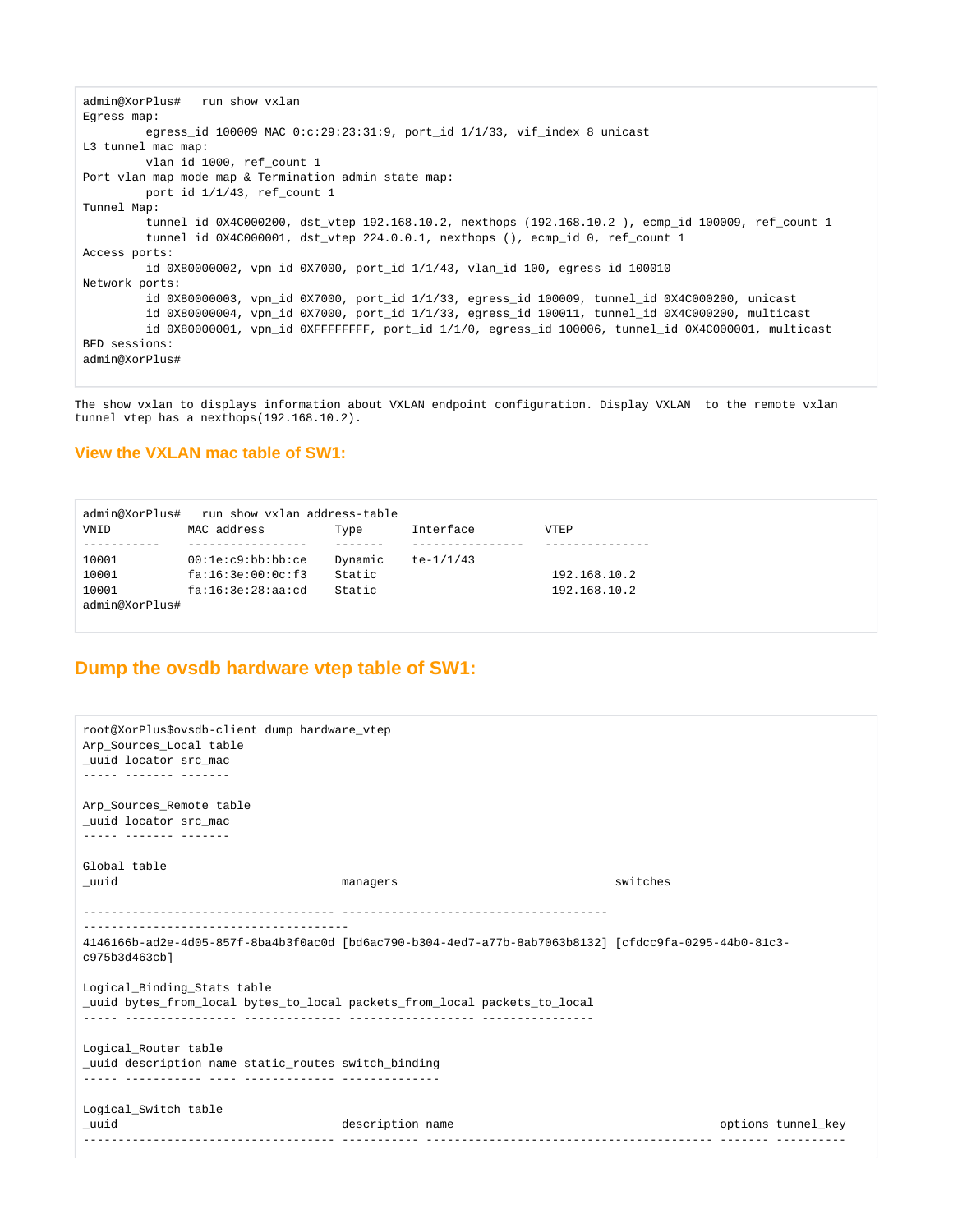```
admin@XorPlus#   run show vxlan
Egress map:
         egress_id 100009 MAC 0:c:29:23:31:9, port_id 1/1/33, vif_index 8 unicast
L3 tunnel mac map:
         vlan id 1000, ref_count 1
Port vlan map mode map & Termination admin state map:
         port id 1/1/43, ref_count 1
Tunnel Map:
         tunnel id 0X4C000200, dst_vtep 192.168.10.2, nexthops (192.168.10.2 ), ecmp_id 100009, ref_count 1
         tunnel id 0X4C000001, dst_vtep 224.0.0.1, nexthops (), ecmp_id 0, ref_count 1
Access ports:
         id 0X80000002, vpn id 0X7000, port_id 1/1/43, vlan_id 100, egress id 100010
Network ports:
         id 0X80000003, vpn_id 0X7000, port_id 1/1/33, egress_id 100009, tunnel_id 0X4C000200, unicast
         id 0X80000004, vpn_id 0X7000, port_id 1/1/33, egress_id 100011, tunnel_id 0X4C000200, multicast
         id 0X80000001, vpn_id 0XFFFFFFFF, port_id 1/1/0, egress_id 100006, tunnel_id 0X4C000001, multicast
BFD sessions:
admin@XorPlus#
```

The show vxlan to displays information about VXLAN endpoint configuration. Display VXLAN  to the remote vxlan tunnel vtep has a nexthops(192.168.10.2).

### View the VXLAN mac table of SW1:

```
admin@XorPlus#   run show vxlan address-table
VNID          MAC address          Type       Interface          VTEP
-----------   -----------------    -------    ----------------   ---------------
10001         00:1e:c9:bb:bb:ce    Dynamic    te-1/1/43
10001         fa:16:3e:00:0c:f3    Static                         192.168.10.2
10001         fa:16:3e:28:aa:cd    Static                         192.168.10.2
admin@XorPlus#
```

### Dump the ovsdb hardware vtep table of SW1:

```
root@XorPlus$ovsdb-client dump hardware_vtep
Arp_Sources_Local table
_uuid locator src_mac
----- ------- -------

Arp_Sources_Remote table
_uuid locator src_mac
----- ------- -------

Global table
_uuid                                managers                               switches

------------------------------------ --------------------------------------
--------------------------------------
4146166b-ad2e-4d05-857f-8ba4b3f0ac0d [bd6ac790-b304-4ed7-a77b-8ab7063b8132] [cfdcc9fa-0295-44b0-81c3-
c975b3d463cb]

Logical_Binding_Stats table
_uuid bytes_from_local bytes_to_local packets_from_local packets_to_local
----- ---------------- -------------- ------------------ ----------------

Logical_Router table
_uuid description name static_routes switch_binding
----- ----------- ---- ------------- --------------

Logical_Switch table
_uuid                                description name                                     options tunnel_key
------------------------------------ ----------- ----------------------------------------- ------- ----------
```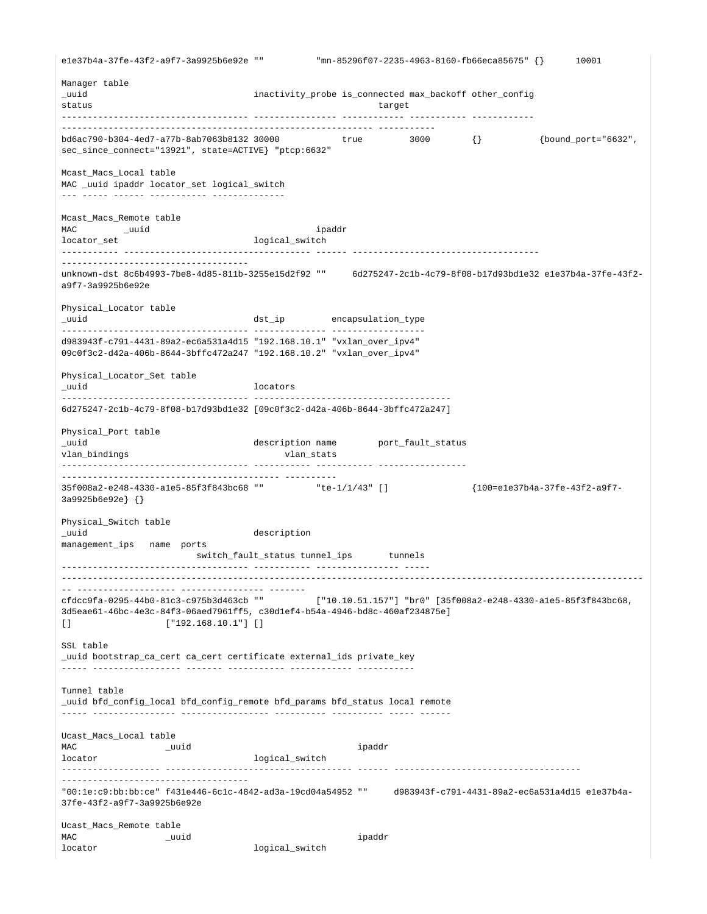```
e1e37b4a-37fe-43f2-a9f7-3a9925b6e92e ""          "mn-85296f07-2235-4963-8160-fb66eca85675" {}      10001

Manager table
_uuid                                inactivity_probe is_connected max_backoff other_config
status                                                        target
------------------------------------ ---------------- ------------ ----------- ------------
------------------------------------------------------------- -----------
bd6ac790-b304-4ed7-a77b-8ab7063b8132 30000            true         3000        {}           {bound_port="6632",
sec_since_connect="13921", state=ACTIVE} "ptcp:6632"

Mcast_Macs_Local table
MAC _uuid ipaddr locator_set logical_switch
--- ----- ------ ----------- --------------

Mcast_Macs_Remote table
MAC         _uuid                                ipaddr
locator_set                          logical_switch
----------- ------------------------------------ ------ ------------------------------------
------------------------------------
unknown-dst 8c6b4993-7be8-4d85-811b-3255e15d2f92 ""     6d275247-2c1b-4c79-8f08-b17d93bd1e32 e1e37b4a-37fe-43f2-
a9f7-3a9925b6e92e

Physical_Locator table
_uuid                                dst_ip         encapsulation_type
------------------------------------ -------------- ------------------
d983943f-c791-4431-89a2-ec6a531a4d15 "192.168.10.1" "vxlan_over_ipv4"
09c0f3c2-d42a-406b-8644-3bffc472a247 "192.168.10.2" "vxlan_over_ipv4"

Physical_Locator_Set table
_uuid                                locators
------------------------------------ --------------------------------------
6d275247-2c1b-4c79-8f08-b17d93bd1e32 [09c0f3c2-d42a-406b-8644-3bffc472a247]

Physical_Port table
_uuid                                description name        port_fault_status
vlan_bindings                              vlan_stats
------------------------------------ ----------- ----------- -----------------
------------------------------------------- ----------
35f008a2-e248-4330-a1e5-85f3f843bc68 ""          "te-1/1/43" []                {100=e1e37b4a-37fe-43f2-a9f7-
3a9925b6e92e} {}

Physical_Switch table
_uuid                                description
management_ips   name  ports
                         switch_fault_status tunnel_ips       tunnels
------------------------------------ ----------- --------------- -----
--------------------------------------------------------------------------------------------------------------
-- ------------------- ---------------- -------
cfdcc9fa-0295-44b0-81c3-c975b3d463cb ""          ["10.10.51.157"] "br0" [35f008a2-e248-4330-a1e5-85f3f843bc68,
3d5eae61-46bc-4e3c-84f3-06aed7961ff5, c30d1ef4-b54a-4946-bd8c-460af234875e]
[]                  ["192.168.10.1"] []

SSL table
_uuid bootstrap_ca_cert ca_cert certificate external_ids private_key
----- ----------------- ------- ----------- ------------ -----------

Tunnel table
_uuid bfd_config_local bfd_config_remote bfd_params bfd_status local remote
----- ---------------- ----------------- ---------- ---------- ----- ------

Ucast_Macs_Local table
MAC                 _uuid                                ipaddr
locator                              logical_switch
------------------- ------------------------------------ ------ ------------------------------------
------------------------------------
"00:1e:c9:bb:bb:ce" f431e446-6c1c-4842-ad3a-19cd04a54952 ""     d983943f-c791-4431-89a2-ec6a531a4d15 e1e37b4a-
37fe-43f2-a9f7-3a9925b6e92e

Ucast_Macs_Remote table
MAC                 _uuid                                ipaddr
locator                              logical_switch
```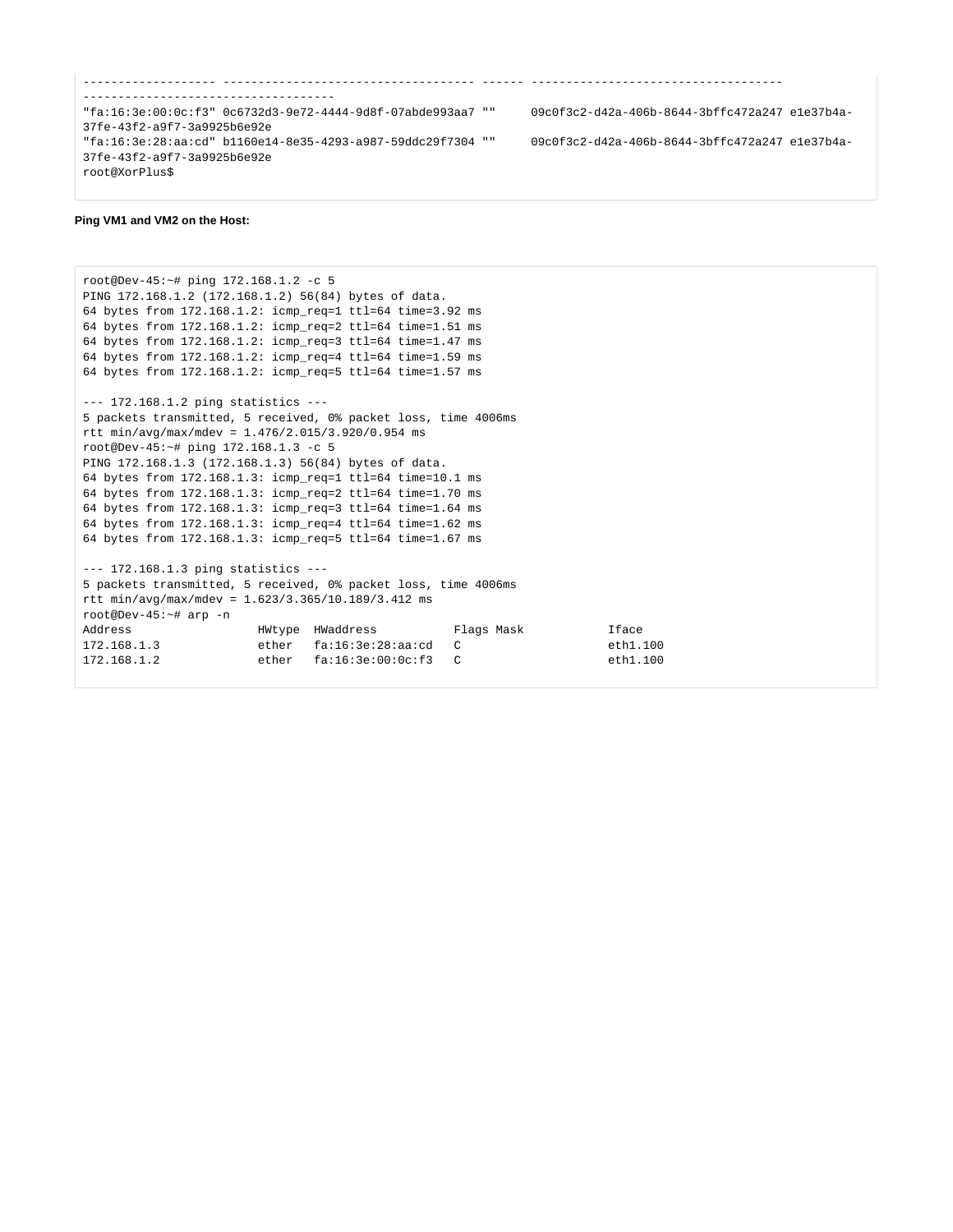```
------------------- ----------------------------------- ------ ------------------------------------
------------------------------------
"fa:16:3e:00:0c:f3" 0c6732d3-9e72-4444-9d8f-07abde993aa7 ""     09c0f3c2-d42a-406b-8644-3bffc472a247 e1e37b4a-
37fe-43f2-a9f7-3a9925b6e92e
"fa:16:3e:28:aa:cd" b1160e14-8e35-4293-a987-59ddc29f7304 ""     09c0f3c2-d42a-406b-8644-3bffc472a247 e1e37b4a-
37fe-43f2-a9f7-3a9925b6e92e
root@XorPlus$
```

**Ping VM1 and VM2 on the Host:**

```
root@Dev-45:~# ping 172.168.1.2 -c 5
PING 172.168.1.2 (172.168.1.2) 56(84) bytes of data.
64 bytes from 172.168.1.2: icmp_req=1 ttl=64 time=3.92 ms
64 bytes from 172.168.1.2: icmp_req=2 ttl=64 time=1.51 ms
64 bytes from 172.168.1.2: icmp_req=3 ttl=64 time=1.47 ms
64 bytes from 172.168.1.2: icmp_req=4 ttl=64 time=1.59 ms
64 bytes from 172.168.1.2: icmp_req=5 ttl=64 time=1.57 ms

--- 172.168.1.2 ping statistics ---
5 packets transmitted, 5 received, 0% packet loss, time 4006ms
rtt min/avg/max/mdev = 1.476/2.015/3.920/0.954 ms
root@Dev-45:~# ping 172.168.1.3 -c 5
PING 172.168.1.3 (172.168.1.3) 56(84) bytes of data.
64 bytes from 172.168.1.3: icmp_req=1 ttl=64 time=10.1 ms
64 bytes from 172.168.1.3: icmp_req=2 ttl=64 time=1.70 ms
64 bytes from 172.168.1.3: icmp_req=3 ttl=64 time=1.64 ms
64 bytes from 172.168.1.3: icmp_req=4 ttl=64 time=1.62 ms
64 bytes from 172.168.1.3: icmp_req=5 ttl=64 time=1.67 ms

--- 172.168.1.3 ping statistics ---
5 packets transmitted, 5 received, 0% packet loss, time 4006ms
rtt min/avg/max/mdev = 1.623/3.365/10.189/3.412 ms
root@Dev-45:~# arp -n
Address                  HWtype  HWaddress           Flags Mask            Iface
172.168.1.3              ether   fa:16:3e:28:aa:cd   C                     eth1.100
172.168.1.2              ether   fa:16:3e:00:0c:f3   C                     eth1.100
```